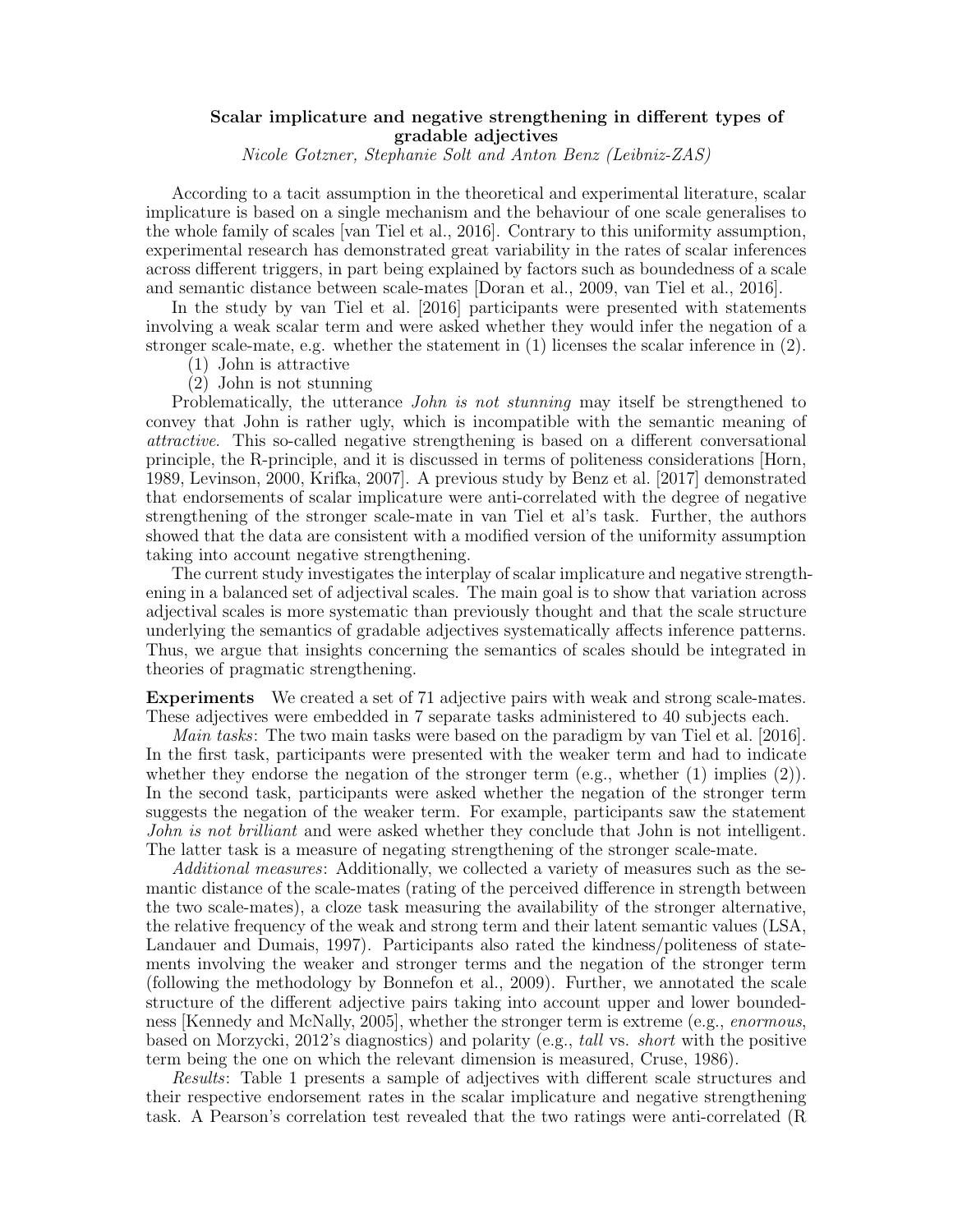# Scalar implicature and negative strengthening in different types of gradable adjectives

*Nicole Gotzner, Stephanie Solt and Anton Benz (Leibniz-ZAS)*

According to a tacit assumption in the theoretical and experimental literature, scalar implicature is based on a single mechanism and the behaviour of one scale generalises to the whole family of scales [van Tiel et al., 2016]. Contrary to this uniformity assumption, experimental research has demonstrated great variability in the rates of scalar inferences across different triggers, in part being explained by factors such as boundedness of a scale and semantic distance between scale-mates [Doran et al., 2009, van Tiel et al., 2016].

In the study by van Tiel et al. [2016] participants were presented with statements involving a weak scalar term and were asked whether they would infer the negation of a stronger scale-mate, e.g. whether the statement in (1) licenses the scalar inference in (2).

(1) John is attractive

(2) John is not stunning

Problematically, the utterance *John is not stunning* may itself be strengthened to convey that John is rather ugly, which is incompatible with the semantic meaning of *attractive*. This so-called negative strengthening is based on a different conversational principle, the R-principle, and it is discussed in terms of politeness considerations [Horn, 1989, Levinson, 2000, Krifka, 2007]. A previous study by Benz et al. [2017] demonstrated that endorsements of scalar implicature were anti-correlated with the degree of negative strengthening of the stronger scale-mate in van Tiel et al's task. Further, the authors showed that the data are consistent with a modified version of the uniformity assumption taking into account negative strengthening.

The current study investigates the interplay of scalar implicature and negative strengthening in a balanced set of adjectival scales. The main goal is to show that variation across adjectival scales is more systematic than previously thought and that the scale structure underlying the semantics of gradable adjectives systematically affects inference patterns. Thus, we argue that insights concerning the semantics of scales should be integrated in theories of pragmatic strengthening.

**Experiments** We created a set of 71 adjective pairs with weak and strong scale-mates. These adjectives were embedded in 7 separate tasks administered to 40 subjects each.

*Main tasks*: The two main tasks were based on the paradigm by van Tiel et al. [2016]. In the first task, participants were presented with the weaker term and had to indicate whether they endorse the negation of the stronger term (e.g., whether (1) implies (2)). In the second task, participants were asked whether the negation of the stronger term suggests the negation of the weaker term. For example, participants saw the statement *John is not brilliant* and were asked whether they conclude that John is not intelligent. The latter task is a measure of negating strengthening of the stronger scale-mate.

*Additional measures*: Additionally, we collected a variety of measures such as the semantic distance of the scale-mates (rating of the perceived difference in strength between the two scale-mates), a cloze task measuring the availability of the stronger alternative, the relative frequency of the weak and strong term and their latent semantic values (LSA, Landauer and Dumais, 1997). Participants also rated the kindness/politeness of statements involving the weaker and stronger terms and the negation of the stronger term (following the methodology by Bonnefon et al., 2009). Further, we annotated the scale structure of the different adjective pairs taking into account upper and lower boundedness [Kennedy and McNally, 2005], whether the stronger term is extreme (e.g., *enormous*, based on Morzycki, 2012's diagnostics) and polarity (e.g., *tall* vs. *short* with the positive term being the one on which the relevant dimension is measured, Cruse, 1986).

*Results*: Table 1 presents a sample of adjectives with different scale structures and their respective endorsement rates in the scalar implicature and negative strengthening task. A Pearson's correlation test revealed that the two ratings were anti-correlated (R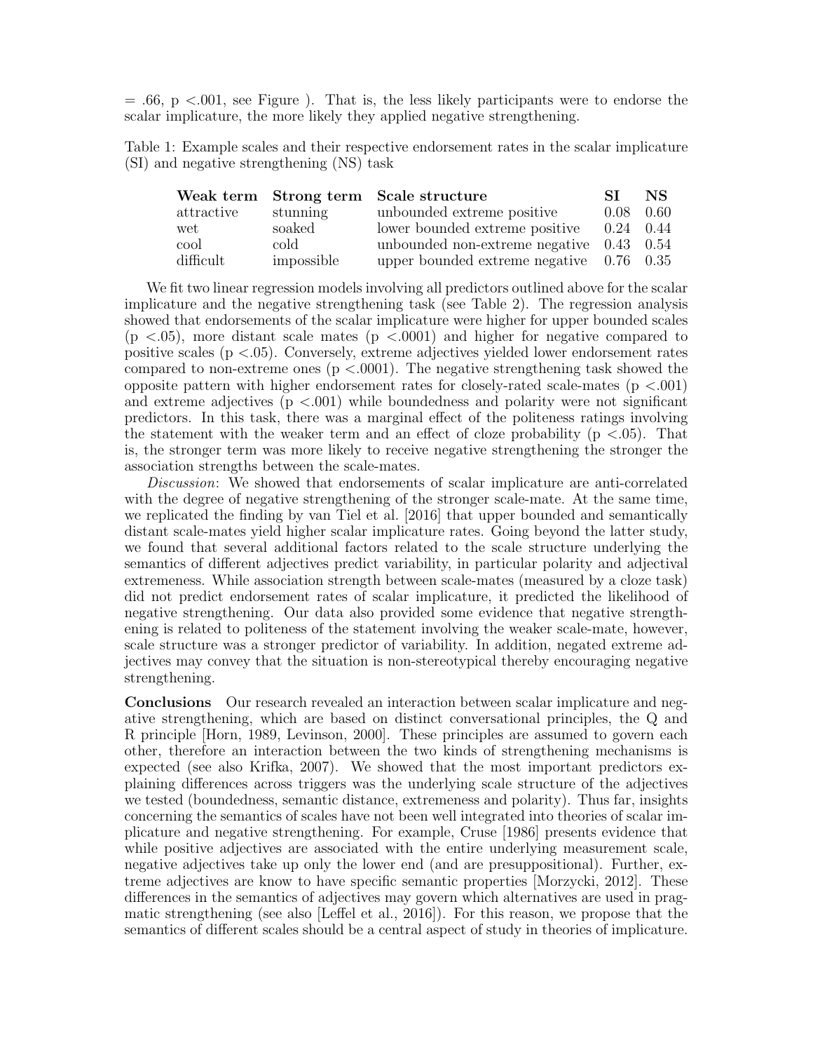= .66, p <.001, see Figure ). That is, the less likely participants were to endorse the scalar implicature, the more likely they applied negative strengthening.

Table 1: Example scales and their respective endorsement rates in the scalar implicature (SI) and negative strengthening (NS) task

| **Weak term** | **Strong term** | **Scale structure** | **SI** | **NS** |
|---|---|---|---|---|
| attractive | stunning | unbounded extreme positive | 0.08 | 0.60 |
| wet | soaked | lower bounded extreme positive | 0.24 | 0.44 |
| cool | cold | unbounded non-extreme negative | 0.43 | 0.54 |
| difficult | impossible | upper bounded extreme negative | 0.76 | 0.35 |

We fit two linear regression models involving all predictors outlined above for the scalar implicature and the negative strengthening task (see Table 2). The regression analysis showed that endorsements of the scalar implicature were higher for upper bounded scales (p <.05), more distant scale mates (p <.0001) and higher for negative compared to positive scales (p <.05). Conversely, extreme adjectives yielded lower endorsement rates compared to non-extreme ones (p <.0001). The negative strengthening task showed the opposite pattern with higher endorsement rates for closely-rated scale-mates (p <.001) and extreme adjectives (p <.001) while boundedness and polarity were not significant predictors. In this task, there was a marginal effect of the politeness ratings involving the statement with the weaker term and an effect of cloze probability (p <.05). That is, the stronger term was more likely to receive negative strengthening the stronger the association strengths between the scale-mates.

*Discussion*: We showed that endorsements of scalar implicature are anti-correlated with the degree of negative strengthening of the stronger scale-mate. At the same time, we replicated the finding by van Tiel et al. [2016] that upper bounded and semantically distant scale-mates yield higher scalar implicature rates. Going beyond the latter study, we found that several additional factors related to the scale structure underlying the semantics of different adjectives predict variability, in particular polarity and adjectival extremeness. While association strength between scale-mates (measured by a cloze task) did not predict endorsement rates of scalar implicature, it predicted the likelihood of negative strengthening. Our data also provided some evidence that negative strengthening is related to politeness of the statement involving the weaker scale-mate, however, scale structure was a stronger predictor of variability. In addition, negated extreme adjectives may convey that the situation is non-stereotypical thereby encouraging negative strengthening.

**Conclusions** Our research revealed an interaction between scalar implicature and negative strengthening, which are based on distinct conversational principles, the Q and R principle [Horn, 1989, Levinson, 2000]. These principles are assumed to govern each other, therefore an interaction between the two kinds of strengthening mechanisms is expected (see also Krifka, 2007). We showed that the most important predictors explaining differences across triggers was the underlying scale structure of the adjectives we tested (boundedness, semantic distance, extremeness and polarity). Thus far, insights concerning the semantics of scales have not been well integrated into theories of scalar implicature and negative strengthening. For example, Cruse [1986] presents evidence that while positive adjectives are associated with the entire underlying measurement scale, negative adjectives take up only the lower end (and are presuppositional). Further, extreme adjectives are know to have specific semantic properties [Morzycki, 2012]. These differences in the semantics of adjectives may govern which alternatives are used in pragmatic strengthening (see also [Leffel et al., 2016]). For this reason, we propose that the semantics of different scales should be a central aspect of study in theories of implicature.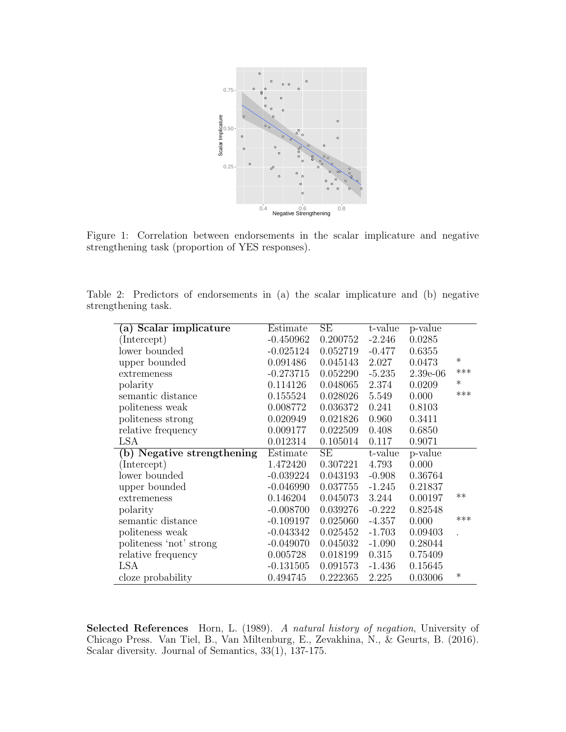0.75
0.50
0.25
Scalar Implicature
0.4
0.6
0.8
Negative Strengthening

Figure 1: Correlation between endorsements in the scalar implicature and negative strengthening task (proportion of YES responses).

Table 2: Predictors of endorsements in (a) the scalar implicature and (b) negative strengthening task.

| **(a) Scalar implicature** | Estimate | SE | t-value | p-value | |
|---|---|---|---|---|---|
| (Intercept) | -0.450962 | 0.200752 | -2.246 | 0.0285 | |
| lower bounded | -0.025124 | 0.052719 | -0.477 | 0.6355 | |
| upper bounded | 0.091486 | 0.045143 | 2.027 | 0.0473 | * |
| extremeness | -0.273715 | 0.052290 | -5.235 | 2.39e-06 | *** |
| polarity | 0.114126 | 0.048065 | 2.374 | 0.0209 | * |
| semantic distance | 0.155524 | 0.028026 | 5.549 | 0.000 | *** |
| politeness weak | 0.008772 | 0.036372 | 0.241 | 0.8103 | |
| politeness strong | 0.020949 | 0.021826 | 0.960 | 0.3411 | |
| relative frequency | 0.009177 | 0.022509 | 0.408 | 0.6850 | |
| LSA | 0.012314 | 0.105014 | 0.117 | 0.9071 | |
| **(b) Negative strengthening** | Estimate | SE | t-value | p-value | |
| (Intercept) | 1.472420 | 0.307221 | 4.793 | 0.000 | |
| lower bounded | -0.039224 | 0.043193 | -0.908 | 0.36764 | |
| upper bounded | -0.046990 | 0.037755 | -1.245 | 0.21837 | |
| extremeness | 0.146204 | 0.045073 | 3.244 | 0.00197 | ** |
| polarity | -0.008700 | 0.039276 | -0.222 | 0.82548 | |
| semantic distance | -0.109197 | 0.025060 | -4.357 | 0.000 | *** |
| politeness weak | -0.043342 | 0.025452 | -1.703 | 0.09403 | . |
| politeness 'not' strong | -0.049070 | 0.045032 | -1.090 | 0.28044 | |
| relative frequency | 0.005728 | 0.018199 | 0.315 | 0.75409 | |
| LSA | -0.131505 | 0.091573 | -1.436 | 0.15645 | |
| cloze probability | 0.494745 | 0.222365 | 2.225 | 0.03006 | * |

**Selected References** Horn, L. (1989). *A natural history of negation*, University of Chicago Press. Van Tiel, B., Van Miltenburg, E., Zevakhina, N., & Geurts, B. (2016). Scalar diversity. Journal of Semantics, 33(1), 137-175.